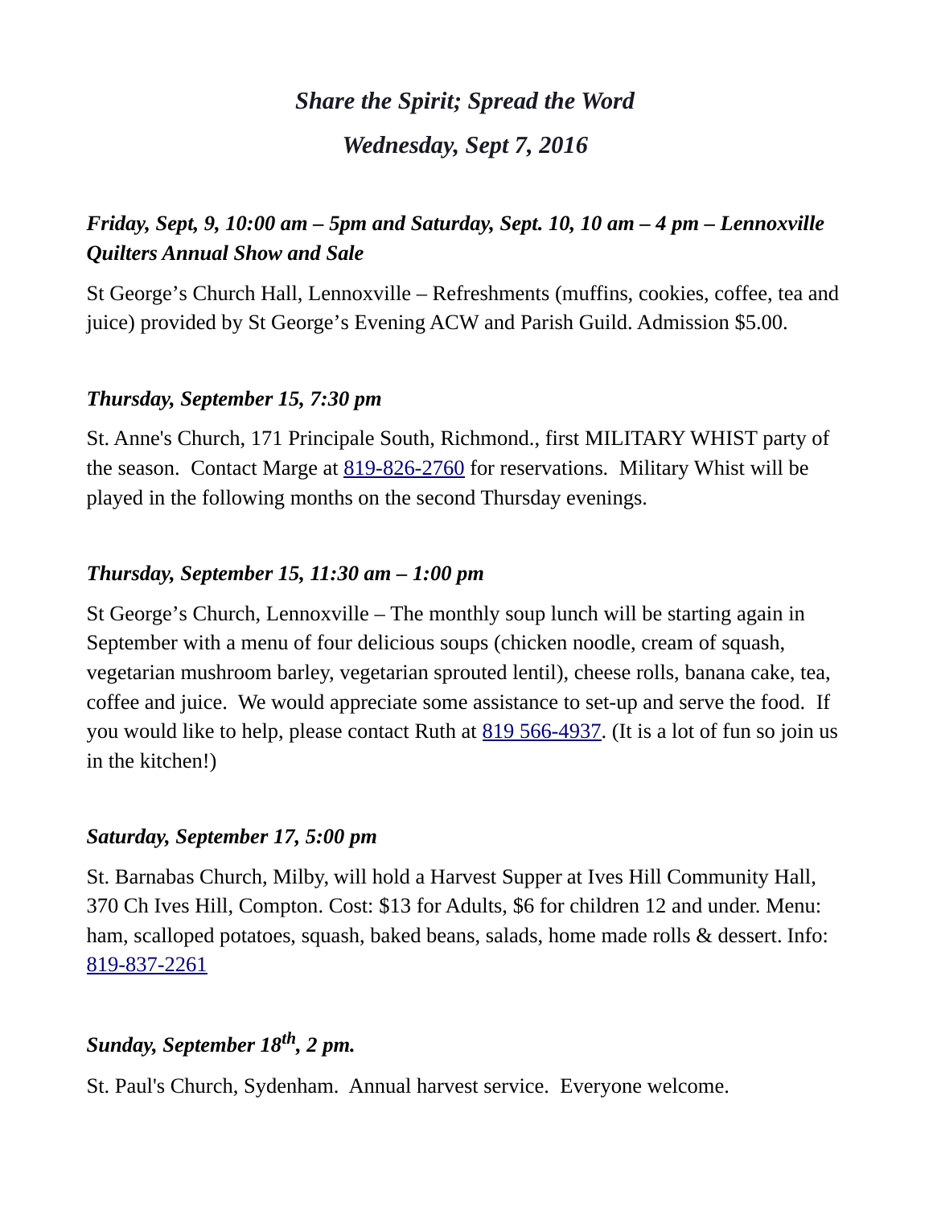# *Share the Spirit; Spread the Word*

## *Wednesday, Sept 7, 2016*

### *Friday, Sept, 9, 10:00 am – 5pm and Saturday, Sept. 10, 10 am – 4 pm – Lennoxville Quilters Annual Show and Sale*

St George's Church Hall, Lennoxville – Refreshments (muffins, cookies, coffee, tea and juice) provided by St George's Evening ACW and Parish Guild. Admission $5.00.

### *Thursday, September 15, 7:30 pm*

St. Anne's Church, 171 Principale South, Richmond., first MILITARY WHIST party of the season. Contact Marge at 819-826-2760 for reservations. Military Whist will be played in the following months on the second Thursday evenings.

### *Thursday, September 15, 11:30 am – 1:00 pm*

St George's Church, Lennoxville – The monthly soup lunch will be starting again in September with a menu of four delicious soups (chicken noodle, cream of squash, vegetarian mushroom barley, vegetarian sprouted lentil), cheese rolls, banana cake, tea, coffee and juice. We would appreciate some assistance to set-up and serve the food. If you would like to help, please contact Ruth at 819 566-4937. (It is a lot of fun so join us in the kitchen!)

### *Saturday, September 17, 5:00 pm*

St. Barnabas Church, Milby, will hold a Harvest Supper at Ives Hill Community Hall, 370 Ch Ives Hill, Compton. Cost: $13 for Adults, $6 for children 12 and under. Menu: ham, scalloped potatoes, squash, baked beans, salads, home made rolls & dessert. Info: 819-837-2261

### *Sunday, September 18th, 2 pm.*

St. Paul's Church, Sydenham. Annual harvest service. Everyone welcome.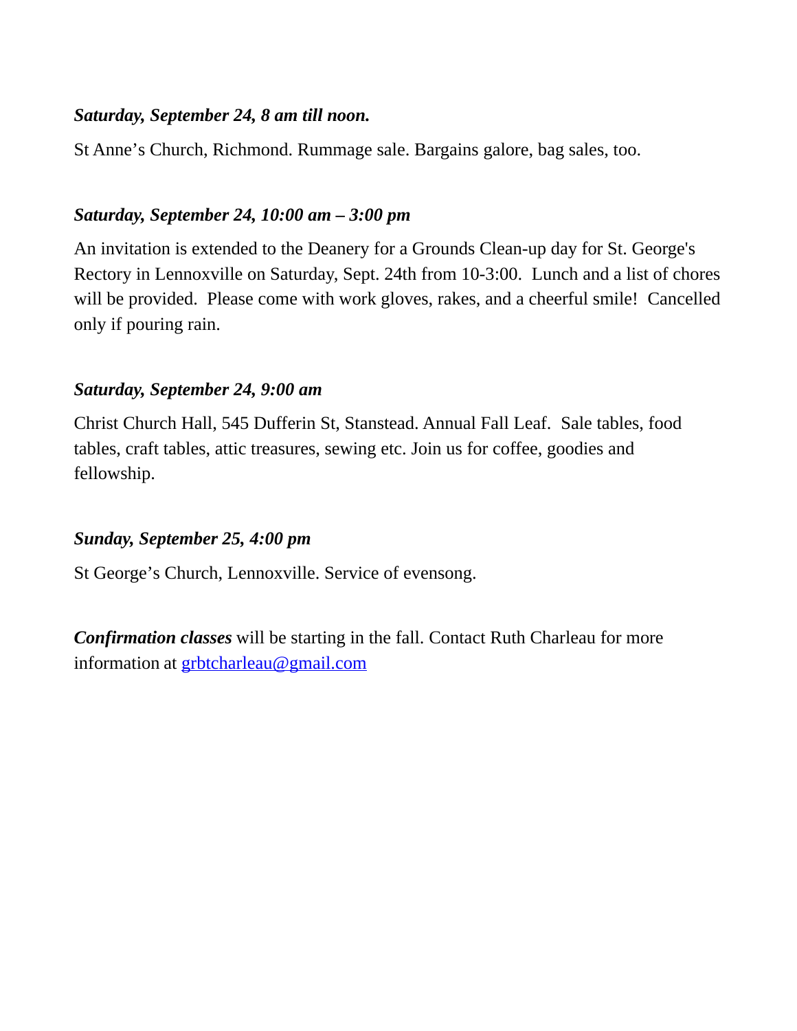***Saturday, September 24, 8 am till noon.***

St Anne's Church, Richmond. Rummage sale. Bargains galore, bag sales, too.

***Saturday, September 24, 10:00 am – 3:00 pm***

An invitation is extended to the Deanery for a Grounds Clean-up day for St. George's Rectory in Lennoxville on Saturday, Sept. 24th from 10-3:00. Lunch and a list of chores will be provided. Please come with work gloves, rakes, and a cheerful smile! Cancelled only if pouring rain.

***Saturday, September 24, 9:00 am***

Christ Church Hall, 545 Dufferin St, Stanstead. Annual Fall Leaf. Sale tables, food tables, craft tables, attic treasures, sewing etc. Join us for coffee, goodies and fellowship.

***Sunday, September 25, 4:00 pm***

St George's Church, Lennoxville. Service of evensong.

***Confirmation classes*** will be starting in the fall. Contact Ruth Charleau for more information at grbtcharleau@gmail.com